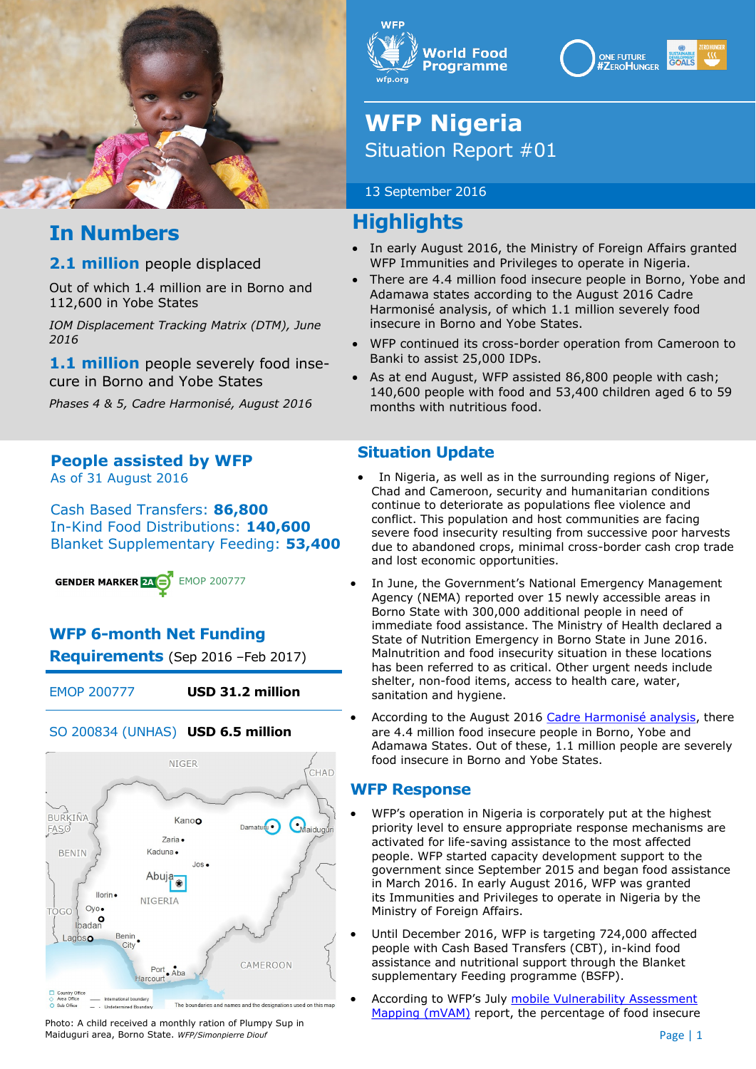# WFP Nigeria

Situation Report #01

13 September 2016

## In Numbers

**2.1 million** people displaced

Out of which 1.4 million are in Borno and 112,600 in Yobe States

*IOM Displacement Tracking Matrix (DTM), June 2016*

**1.1 million** people severely food insecure in Borno and Yobe States

*Phases 4 & 5, Cadre Harmonisé, August 2016*

## Highlights

- In early August 2016, the Ministry of Foreign Affairs granted WFP Immunities and Privileges to operate in Nigeria.
- There are 4.4 million food insecure people in Borno, Yobe and Adamawa states according to the August 2016 Cadre Harmonisé analysis, of which 1.1 million severely food insecure in Borno and Yobe States.
- WFP continued its cross-border operation from Cameroon to Banki to assist 25,000 IDPs.
- As at end August, WFP assisted 86,800 people with cash; 140,600 people with food and 53,400 children aged 6 to 59 months with nutritious food.

## People assisted by WFP

As of 31 August 2016

Cash Based Transfers: **86,800**
In-Kind Food Distributions: **140,600**
Blanket Supplementary Feeding: **53,400**

GENDER MARKER 2A EMOP 200777

## WFP 6-month Net Funding Requirements (Sep 2016 –Feb 2017)

| | |
|---|---|
| EMOP 200777 | **USD 31.2 million** |
| SO 200834 (UNHAS) | **USD 6.5 million** |

Photo: A child received a monthly ration of Plumpy Sup in Maiduguri area, Borno State. *WFP/Simonpierre Diouf*

## Situation Update

- In Nigeria, as well as in the surrounding regions of Niger, Chad and Cameroon, security and humanitarian conditions continue to deteriorate as populations flee violence and conflict. This population and host communities are facing severe food insecurity resulting from successive poor harvests due to abandoned crops, minimal cross-border cash crop trade and lost economic opportunities.
- In June, the Government's National Emergency Management Agency (NEMA) reported over 15 newly accessible areas in Borno State with 300,000 additional people in need of immediate food assistance. The Ministry of Health declared a State of Nutrition Emergency in Borno State in June 2016. Malnutrition and food insecurity situation in these locations has been referred to as critical. Other urgent needs include shelter, non-food items, access to health care, water, sanitation and hygiene.
- According to the August 2016 Cadre Harmonisé analysis, there are 4.4 million food insecure people in Borno, Yobe and Adamawa States. Out of these, 1.1 million people are severely food insecure in Borno and Yobe States.

## WFP Response

- WFP's operation in Nigeria is corporately put at the highest priority level to ensure appropriate response mechanisms are activated for life-saving assistance to the most affected people. WFP started capacity development support to the government since September 2015 and began food assistance in March 2016. In early August 2016, WFP was granted its Immunities and Privileges to operate in Nigeria by the Ministry of Foreign Affairs.
- Until December 2016, WFP is targeting 724,000 affected people with Cash Based Transfers (CBT), in-kind food assistance and nutritional support through the Blanket supplementary Feeding programme (BSFP).
- According to WFP's July mobile Vulnerability Assessment Mapping (mVAM) report, the percentage of food insecure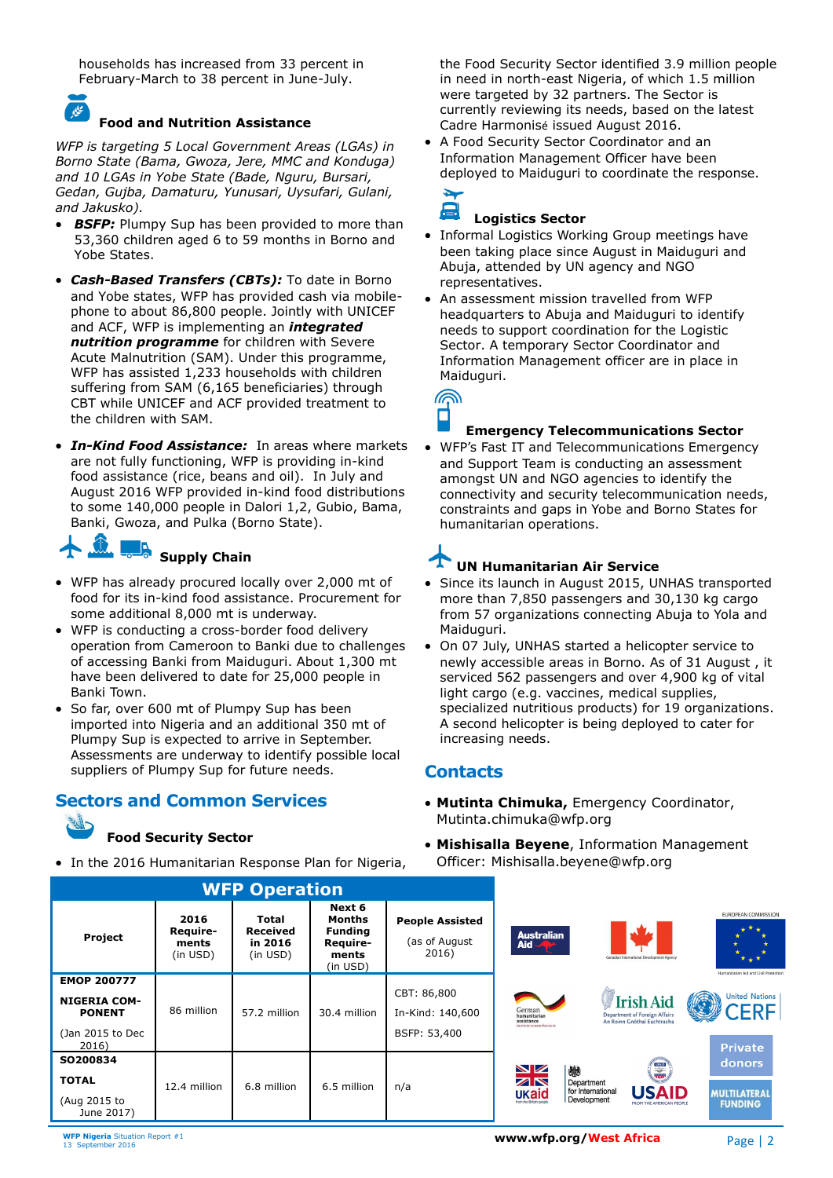households has increased from 33 percent in February-March to 38 percent in June-July.

### Food and Nutrition Assistance

*WFP is targeting 5 Local Government Areas (LGAs) in Borno State (Bama, Gwoza, Jere, MMC and Konduga) and 10 LGAs in Yobe State (Bade, Nguru, Bursari, Gedan, Gujba, Damaturu, Yunusari, Uysufari, Gulani, and Jakusko).*

- ***BSFP:*** Plumpy Sup has been provided to more than 53,360 children aged 6 to 59 months in Borno and Yobe States.
- ***Cash-Based Transfers (CBTs):*** To date in Borno and Yobe states, WFP has provided cash via mobile-phone to about 86,800 people. Jointly with UNICEF and ACF, WFP is implementing an ***integrated nutrition programme*** for children with Severe Acute Malnutrition (SAM). Under this programme, WFP has assisted 1,233 households with children suffering from SAM (6,165 beneficiaries) through CBT while UNICEF and ACF provided treatment to the children with SAM.
- ***In-Kind Food Assistance:*** In areas where markets are not fully functioning, WFP is providing in-kind food assistance (rice, beans and oil). In July and August 2016 WFP provided in-kind food distributions to some 140,000 people in Dalori 1,2, Gubio, Bama, Banki, Gwoza, and Pulka (Borno State).

### Supply Chain

- WFP has already procured locally over 2,000 mt of food for its in-kind food assistance. Procurement for some additional 8,000 mt is underway.
- WFP is conducting a cross-border food delivery operation from Cameroon to Banki due to challenges of accessing Banki from Maiduguri. About 1,300 mt have been delivered to date for 25,000 people in Banki Town.
- So far, over 600 mt of Plumpy Sup has been imported into Nigeria and an additional 350 mt of Plumpy Sup is expected to arrive in September. Assessments are underway to identify possible local suppliers of Plumpy Sup for future needs.

## Sectors and Common Services

### Food Security Sector

- In the 2016 Humanitarian Response Plan for Nigeria, the Food Security Sector identified 3.9 million people in need in north-east Nigeria, of which 1.5 million were targeted by 32 partners. The Sector is currently reviewing its needs, based on the latest Cadre Harmonisé issued August 2016.
- A Food Security Sector Coordinator and an Information Management Officer have been deployed to Maiduguri to coordinate the response.

### Logistics Sector

- Informal Logistics Working Group meetings have been taking place since August in Maiduguri and Abuja, attended by UN agency and NGO representatives.
- An assessment mission travelled from WFP headquarters to Abuja and Maiduguri to identify needs to support coordination for the Logistic Sector. A temporary Sector Coordinator and Information Management officer are in place in Maiduguri.

### Emergency Telecommunications Sector

- WFP's Fast IT and Telecommunications Emergency and Support Team is conducting an assessment amongst UN and NGO agencies to identify the connectivity and security telecommunication needs, constraints and gaps in Yobe and Borno States for humanitarian operations.

### UN Humanitarian Air Service

- Since its launch in August 2015, UNHAS transported more than 7,850 passengers and 30,130 kg cargo from 57 organizations connecting Abuja to Yola and Maiduguri.
- On 07 July, UNHAS started a helicopter service to newly accessible areas in Borno. As of 31 August , it serviced 562 passengers and over 4,900 kg of vital light cargo (e.g. vaccines, medical supplies, specialized nutritious products) for 19 organizations. A second helicopter is being deployed to cater for increasing needs.

## Contacts

- **Mutinta Chimuka,** Emergency Coordinator, Mutinta.chimuka@wfp.org
- **Mishisalla Beyene**, Information Management Officer: Mishisalla.beyene@wfp.org

**WFP Operation**

| Project | 2016 Require-ments (in USD) | Total Received in 2016 (in USD) | Next 6 Months Funding Require-ments (in USD) | People Assisted (as of August 2016) |
|---|---|---|---|---|
| **EMOP 200777** **NIGERIA COM-PONENT** (Jan 2015 to Dec 2016) | 86 million | 57.2 million | 30.4 million | CBT: 86,800 In-Kind: 140,600 BSFP: 53,400 |
| **SO200834** **TOTAL** (Aug 2015 to June 2017) | 12.4 million | 6.8 million | 6.5 million | n/a |

Australian Aid
Canadian International Development Agency
European Commission Humanitarian Aid and Civil Protection
German humanitarian assistance
Irish Aid Department of Foreign Affairs An Roinn Gnóthaí Eachtracha
United Nations CERF
Private donors
UKaid from the British people
Department for International Development
USAID From the American People
MULTILATERAL FUNDING

**WFP Nigeria** Situation Report #1
13 September 2016

www.wfp.org/West Africa